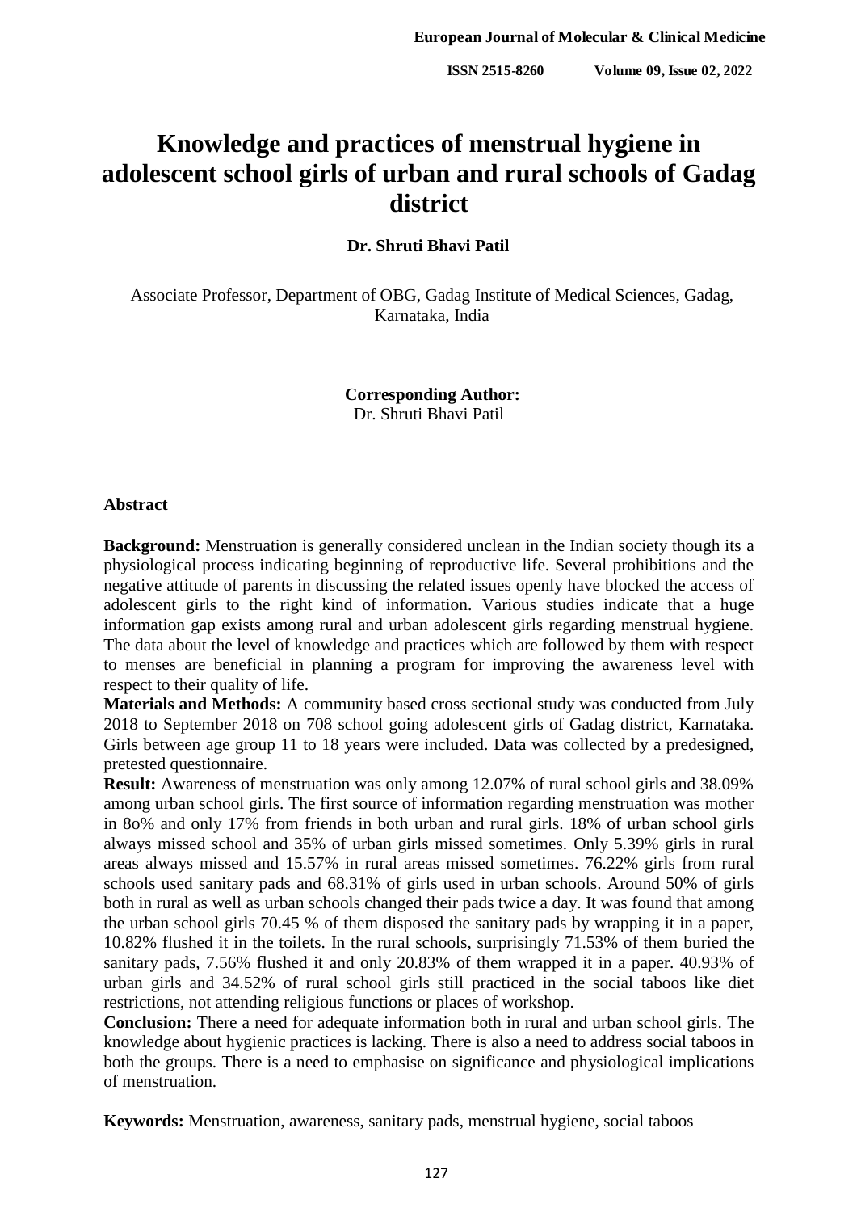# Knowledge and practices of menstrual hygiene in adolescent school girls of urban and rural schools of Gadag district

**Dr. Shruti Bhavi Patil**

Associate Professor, Department of OBG, Gadag Institute of Medical Sciences, Gadag, Karnataka, India

**Corresponding Author:**
Dr. Shruti Bhavi Patil

**Abstract**

**Background:** Menstruation is generally considered unclean in the Indian society though its a physiological process indicating beginning of reproductive life. Several prohibitions and the negative attitude of parents in discussing the related issues openly have blocked the access of adolescent girls to the right kind of information. Various studies indicate that a huge information gap exists among rural and urban adolescent girls regarding menstrual hygiene. The data about the level of knowledge and practices which are followed by them with respect to menses are beneficial in planning a program for improving the awareness level with respect to their quality of life.

**Materials and Methods:** A community based cross sectional study was conducted from July 2018 to September 2018 on 708 school going adolescent girls of Gadag district, Karnataka. Girls between age group 11 to 18 years were included. Data was collected by a predesigned, pretested questionnaire.

**Result:** Awareness of menstruation was only among 12.07% of rural school girls and 38.09% among urban school girls. The first source of information regarding menstruation was mother in 8o% and only 17% from friends in both urban and rural girls. 18% of urban school girls always missed school and 35% of urban girls missed sometimes. Only 5.39% girls in rural areas always missed and 15.57% in rural areas missed sometimes. 76.22% girls from rural schools used sanitary pads and 68.31% of girls used in urban schools. Around 50% of girls both in rural as well as urban schools changed their pads twice a day. It was found that among the urban school girls 70.45 % of them disposed the sanitary pads by wrapping it in a paper, 10.82% flushed it in the toilets. In the rural schools, surprisingly 71.53% of them buried the sanitary pads, 7.56% flushed it and only 20.83% of them wrapped it in a paper. 40.93% of urban girls and 34.52% of rural school girls still practiced in the social taboos like diet restrictions, not attending religious functions or places of workshop.

**Conclusion:** There a need for adequate information both in rural and urban school girls. The knowledge about hygienic practices is lacking. There is also a need to address social taboos in both the groups. There is a need to emphasise on significance and physiological implications of menstruation.

**Keywords:** Menstruation, awareness, sanitary pads, menstrual hygiene, social taboos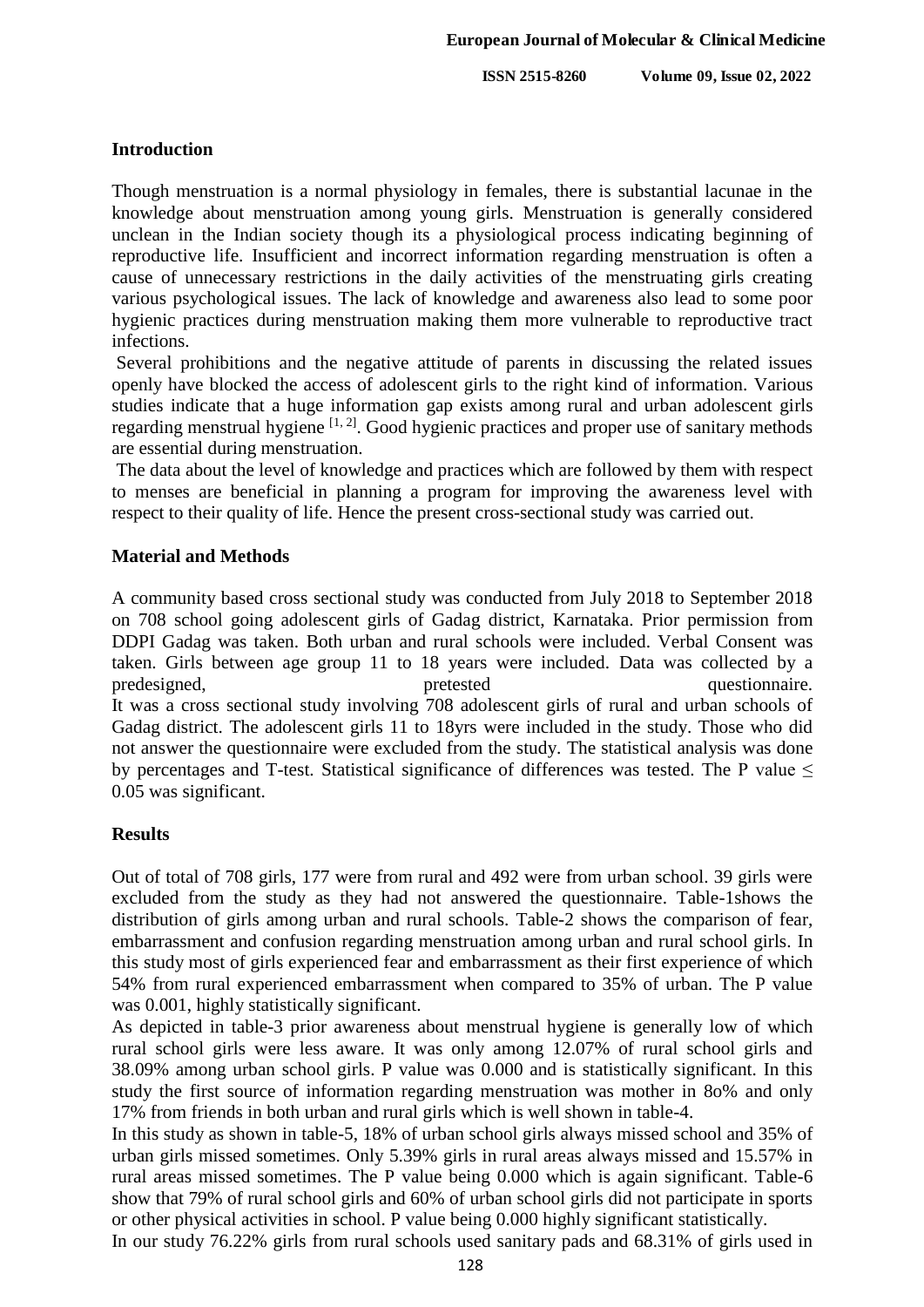## Introduction

Though menstruation is a normal physiology in females, there is substantial lacunae in the knowledge about menstruation among young girls. Menstruation is generally considered unclean in the Indian society though its a physiological process indicating beginning of reproductive life. Insufficient and incorrect information regarding menstruation is often a cause of unnecessary restrictions in the daily activities of the menstruating girls creating various psychological issues. The lack of knowledge and awareness also lead to some poor hygienic practices during menstruation making them more vulnerable to reproductive tract infections.

Several prohibitions and the negative attitude of parents in discussing the related issues openly have blocked the access of adolescent girls to the right kind of information. Various studies indicate that a huge information gap exists among rural and urban adolescent girls regarding menstrual hygiene [1, 2]. Good hygienic practices and proper use of sanitary methods are essential during menstruation.

The data about the level of knowledge and practices which are followed by them with respect to menses are beneficial in planning a program for improving the awareness level with respect to their quality of life. Hence the present cross-sectional study was carried out.

## Material and Methods

A community based cross sectional study was conducted from July 2018 to September 2018 on 708 school going adolescent girls of Gadag district, Karnataka. Prior permission from DDPI Gadag was taken. Both urban and rural schools were included. Verbal Consent was taken. Girls between age group 11 to 18 years were included. Data was collected by a predesigned, pretested questionnaire.

It was a cross sectional study involving 708 adolescent girls of rural and urban schools of Gadag district. The adolescent girls 11 to 18yrs were included in the study. Those who did not answer the questionnaire were excluded from the study. The statistical analysis was done by percentages and T-test. Statistical significance of differences was tested. The P value ≤ 0.05 was significant.

## Results

Out of total of 708 girls, 177 were from rural and 492 were from urban school. 39 girls were excluded from the study as they had not answered the questionnaire. Table-1shows the distribution of girls among urban and rural schools. Table-2 shows the comparison of fear, embarrassment and confusion regarding menstruation among urban and rural school girls. In this study most of girls experienced fear and embarrassment as their first experience of which 54% from rural experienced embarrassment when compared to 35% of urban. The P value was 0.001, highly statistically significant.

As depicted in table-3 prior awareness about menstrual hygiene is generally low of which rural school girls were less aware. It was only among 12.07% of rural school girls and 38.09% among urban school girls. P value was 0.000 and is statistically significant. In this study the first source of information regarding menstruation was mother in 8o% and only 17% from friends in both urban and rural girls which is well shown in table-4.

In this study as shown in table-5, 18% of urban school girls always missed school and 35% of urban girls missed sometimes. Only 5.39% girls in rural areas always missed and 15.57% in rural areas missed sometimes. The P value being 0.000 which is again significant. Table-6 show that 79% of rural school girls and 60% of urban school girls did not participate in sports or other physical activities in school. P value being 0.000 highly significant statistically.

In our study 76.22% girls from rural schools used sanitary pads and 68.31% of girls used in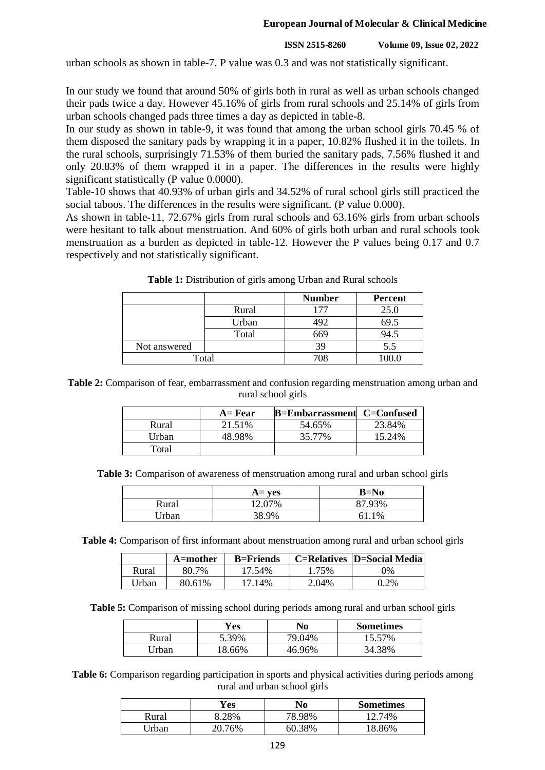urban schools as shown in table-7. P value was 0.3 and was not statistically significant.

In our study we found that around 50% of girls both in rural as well as urban schools changed their pads twice a day. However 45.16% of girls from rural schools and 25.14% of girls from urban schools changed pads three times a day as depicted in table-8.

In our study as shown in table-9, it was found that among the urban school girls 70.45 % of them disposed the sanitary pads by wrapping it in a paper, 10.82% flushed it in the toilets. In the rural schools, surprisingly 71.53% of them buried the sanitary pads, 7.56% flushed it and only 20.83% of them wrapped it in a paper. The differences in the results were highly significant statistically (P value 0.0000).

Table-10 shows that 40.93% of urban girls and 34.52% of rural school girls still practiced the social taboos. The differences in the results were significant. (P value 0.000).

As shown in table-11, 72.67% girls from rural schools and 63.16% girls from urban schools were hesitant to talk about menstruation. And 60% of girls both urban and rural schools took menstruation as a burden as depicted in table-12. However the P values being 0.17 and 0.7 respectively and not statistically significant.

**Table 1:** Distribution of girls among Urban and Rural schools

| | | Number | Percent |
|---|---|---|---|
| | Rural | 177 | 25.0 |
| | Urban | 492 | 69.5 |
| | Total | 669 | 94.5 |
| Not answered | | 39 | 5.5 |
| Total | | 708 | 100.0 |

**Table 2:** Comparison of fear, embarrassment and confusion regarding menstruation among urban and rural school girls

| | A= Fear | B=Embarrassment | C=Confused |
|---|---|---|---|
| Rural | 21.51% | 54.65% | 23.84% |
| Urban | 48.98% | 35.77% | 15.24% |
| Total | | | |

**Table 3:** Comparison of awareness of menstruation among rural and urban school girls

| | A= yes | B=No |
|---|---|---|
| Rural | 12.07% | 87.93% |
| Urban | 38.9% | 61.1% |

**Table 4:** Comparison of first informant about menstruation among rural and urban school girls

| | A=mother | B=Friends | C=Relatives | D=Social Media |
|---|---|---|---|---|
| Rural | 80.7% | 17.54% | 1.75% | 0% |
| Urban | 80.61% | 17.14% | 2.04% | 0.2% |

**Table 5:** Comparison of missing school during periods among rural and urban school girls

| | Yes | No | Sometimes |
|---|---|---|---|
| Rural | 5.39% | 79.04% | 15.57% |
| Urban | 18.66% | 46.96% | 34.38% |

**Table 6:** Comparison regarding participation in sports and physical activities during periods among rural and urban school girls

| | Yes | No | Sometimes |
|---|---|---|---|
| Rural | 8.28% | 78.98% | 12.74% |
| Urban | 20.76% | 60.38% | 18.86% |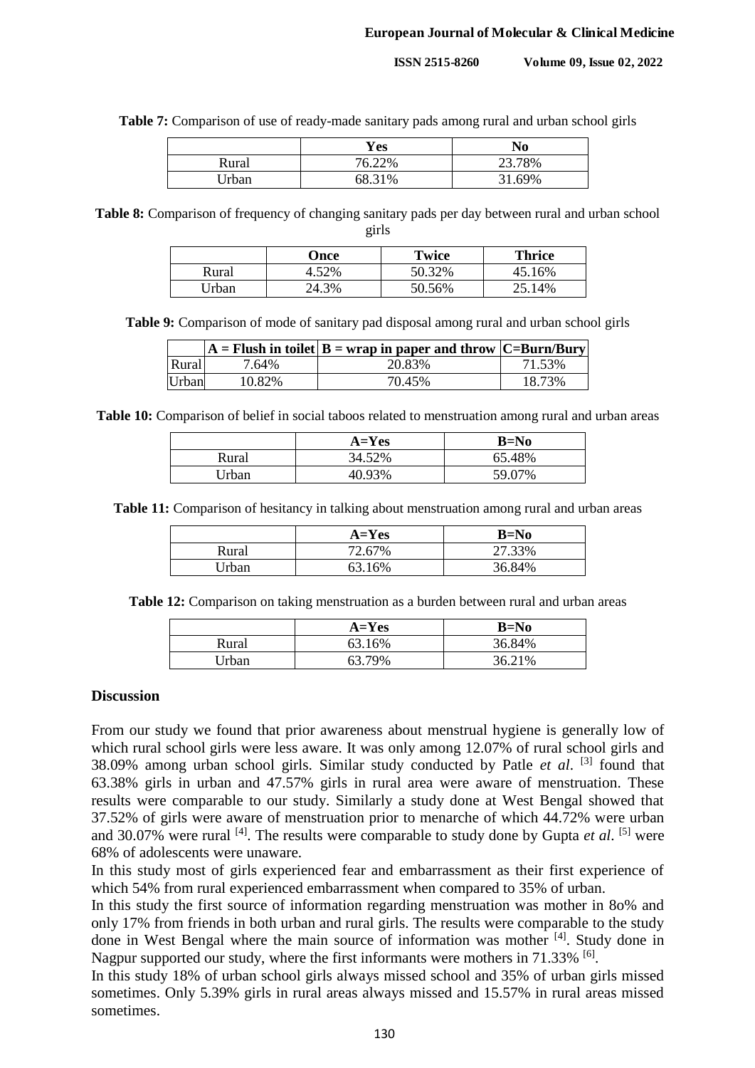**Table 7:** Comparison of use of ready-made sanitary pads among rural and urban school girls

| | Yes | No |
|---|---|---|
| Rural | 76.22% | 23.78% |
| Urban | 68.31% | 31.69% |

**Table 8:** Comparison of frequency of changing sanitary pads per day between rural and urban school girls

| | Once | Twice | Thrice |
|---|---|---|---|
| Rural | 4.52% | 50.32% | 45.16% |
| Urban | 24.3% | 50.56% | 25.14% |

**Table 9:** Comparison of mode of sanitary pad disposal among rural and urban school girls

| | A = Flush in toilet | B = wrap in paper and throw | C=Burn/Bury |
|---|---|---|---|
| Rural | 7.64% | 20.83% | 71.53% |
| Urban | 10.82% | 70.45% | 18.73% |

**Table 10:** Comparison of belief in social taboos related to menstruation among rural and urban areas

| | A=Yes | B=No |
|---|---|---|
| Rural | 34.52% | 65.48% |
| Urban | 40.93% | 59.07% |

**Table 11:** Comparison of hesitancy in talking about menstruation among rural and urban areas

| | A=Yes | B=No |
|---|---|---|
| Rural | 72.67% | 27.33% |
| Urban | 63.16% | 36.84% |

**Table 12:** Comparison on taking menstruation as a burden between rural and urban areas

| | A=Yes | B=No |
|---|---|---|
| Rural | 63.16% | 36.84% |
| Urban | 63.79% | 36.21% |

## Discussion

From our study we found that prior awareness about menstrual hygiene is generally low of which rural school girls were less aware. It was only among 12.07% of rural school girls and 38.09% among urban school girls. Similar study conducted by Patle *et al*. [3] found that 63.38% girls in urban and 47.57% girls in rural area were aware of menstruation. These results were comparable to our study. Similarly a study done at West Bengal showed that 37.52% of girls were aware of menstruation prior to menarche of which 44.72% were urban and 30.07% were rural [4]. The results were comparable to study done by Gupta *et al*. [5] were 68% of adolescents were unaware.

In this study most of girls experienced fear and embarrassment as their first experience of which 54% from rural experienced embarrassment when compared to 35% of urban.

In this study the first source of information regarding menstruation was mother in 8o% and only 17% from friends in both urban and rural girls. The results were comparable to the study done in West Bengal where the main source of information was mother [4]. Study done in Nagpur supported our study, where the first informants were mothers in 71.33% [6].

In this study 18% of urban school girls always missed school and 35% of urban girls missed sometimes. Only 5.39% girls in rural areas always missed and 15.57% in rural areas missed sometimes.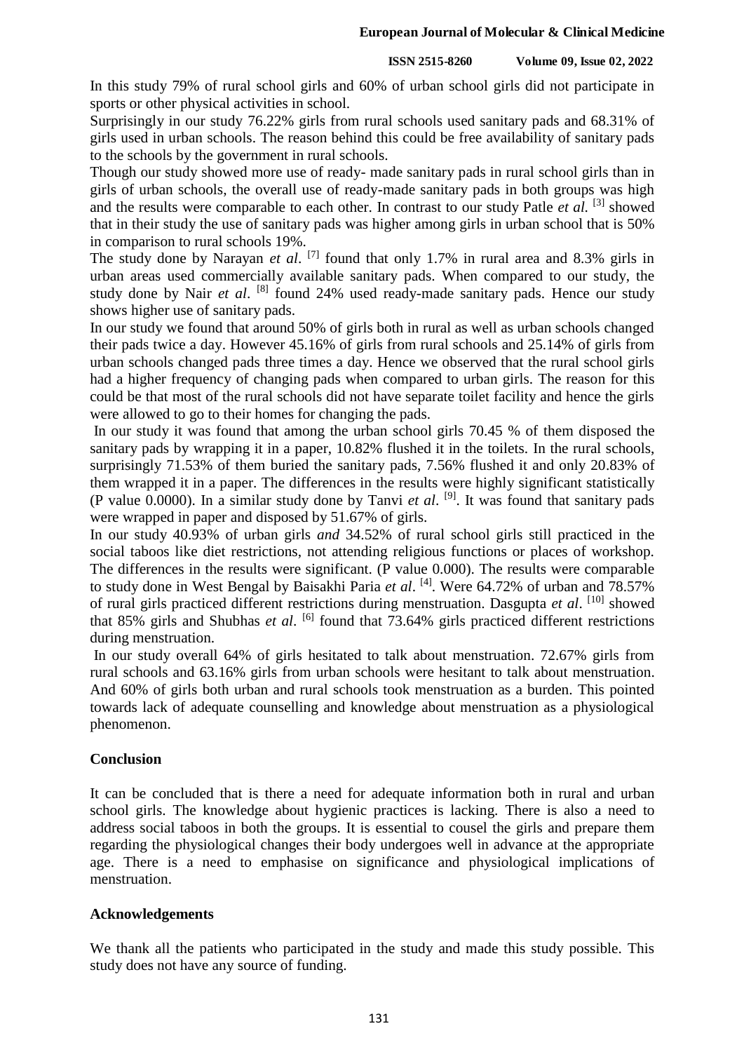In this study 79% of rural school girls and 60% of urban school girls did not participate in sports or other physical activities in school.

Surprisingly in our study 76.22% girls from rural schools used sanitary pads and 68.31% of girls used in urban schools. The reason behind this could be free availability of sanitary pads to the schools by the government in rural schools.

Though our study showed more use of ready- made sanitary pads in rural school girls than in girls of urban schools, the overall use of ready-made sanitary pads in both groups was high and the results were comparable to each other. In contrast to our study Patle *et al.* [3] showed that in their study the use of sanitary pads was higher among girls in urban school that is 50% in comparison to rural schools 19%.

The study done by Narayan *et al*. [7] found that only 1.7% in rural area and 8.3% girls in urban areas used commercially available sanitary pads. When compared to our study, the study done by Nair *et al*. [8] found 24% used ready-made sanitary pads. Hence our study shows higher use of sanitary pads.

In our study we found that around 50% of girls both in rural as well as urban schools changed their pads twice a day. However 45.16% of girls from rural schools and 25.14% of girls from urban schools changed pads three times a day. Hence we observed that the rural school girls had a higher frequency of changing pads when compared to urban girls. The reason for this could be that most of the rural schools did not have separate toilet facility and hence the girls were allowed to go to their homes for changing the pads.

In our study it was found that among the urban school girls 70.45 % of them disposed the sanitary pads by wrapping it in a paper, 10.82% flushed it in the toilets. In the rural schools, surprisingly 71.53% of them buried the sanitary pads, 7.56% flushed it and only 20.83% of them wrapped it in a paper. The differences in the results were highly significant statistically (P value 0.0000). In a similar study done by Tanvi *et al*. [9]. It was found that sanitary pads were wrapped in paper and disposed by 51.67% of girls.

In our study 40.93% of urban girls *and* 34.52% of rural school girls still practiced in the social taboos like diet restrictions, not attending religious functions or places of workshop. The differences in the results were significant. (P value 0.000). The results were comparable to study done in West Bengal by Baisakhi Paria *et al*. [4]. Were 64.72% of urban and 78.57% of rural girls practiced different restrictions during menstruation. Dasgupta *et al*. [10] showed that 85% girls and Shubhas *et al*. [6] found that 73.64% girls practiced different restrictions during menstruation.

In our study overall 64% of girls hesitated to talk about menstruation. 72.67% girls from rural schools and 63.16% girls from urban schools were hesitant to talk about menstruation. And 60% of girls both urban and rural schools took menstruation as a burden. This pointed towards lack of adequate counselling and knowledge about menstruation as a physiological phenomenon.

## Conclusion

It can be concluded that is there a need for adequate information both in rural and urban school girls. The knowledge about hygienic practices is lacking. There is also a need to address social taboos in both the groups. It is essential to cousel the girls and prepare them regarding the physiological changes their body undergoes well in advance at the appropriate age. There is a need to emphasise on significance and physiological implications of menstruation.

## Acknowledgements

We thank all the patients who participated in the study and made this study possible. This study does not have any source of funding.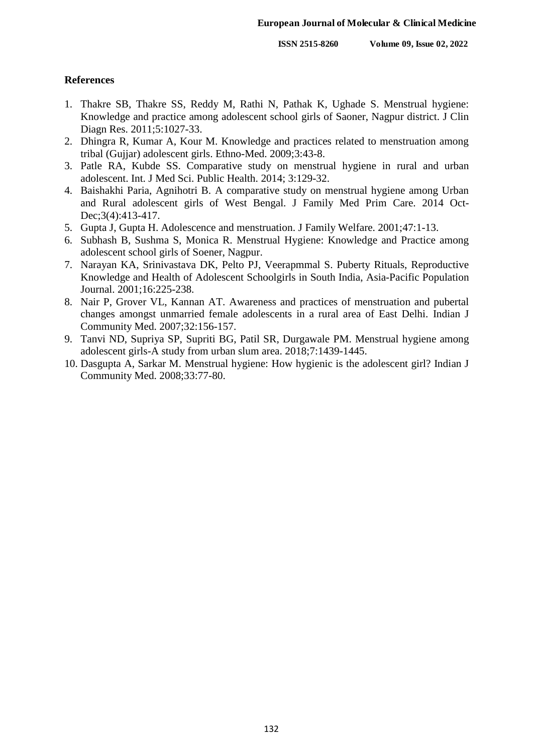## References

1. Thakre SB, Thakre SS, Reddy M, Rathi N, Pathak K, Ughade S. Menstrual hygiene: Knowledge and practice among adolescent school girls of Saoner, Nagpur district. J Clin Diagn Res. 2011;5:1027-33.
2. Dhingra R, Kumar A, Kour M. Knowledge and practices related to menstruation among tribal (Gujjar) adolescent girls. Ethno-Med. 2009;3:43-8.
3. Patle RA, Kubde SS. Comparative study on menstrual hygiene in rural and urban adolescent. Int. J Med Sci. Public Health. 2014; 3:129-32.
4. Baishakhi Paria, Agnihotri B. A comparative study on menstrual hygiene among Urban and Rural adolescent girls of West Bengal. J Family Med Prim Care. 2014 Oct-Dec;3(4):413-417.
5. Gupta J, Gupta H. Adolescence and menstruation. J Family Welfare. 2001;47:1-13.
6. Subhash B, Sushma S, Monica R. Menstrual Hygiene: Knowledge and Practice among adolescent school girls of Soener, Nagpur.
7. Narayan KA, Srinivastava DK, Pelto PJ, Veerapmmal S. Puberty Rituals, Reproductive Knowledge and Health of Adolescent Schoolgirls in South India, Asia-Pacific Population Journal. 2001;16:225-238.
8. Nair P, Grover VL, Kannan AT. Awareness and practices of menstruation and pubertal changes amongst unmarried female adolescents in a rural area of East Delhi. Indian J Community Med. 2007;32:156-157.
9. Tanvi ND, Supriya SP, Supriti BG, Patil SR, Durgawale PM. Menstrual hygiene among adolescent girls-A study from urban slum area. 2018;7:1439-1445.
10. Dasgupta A, Sarkar M. Menstrual hygiene: How hygienic is the adolescent girl? Indian J Community Med. 2008;33:77-80.